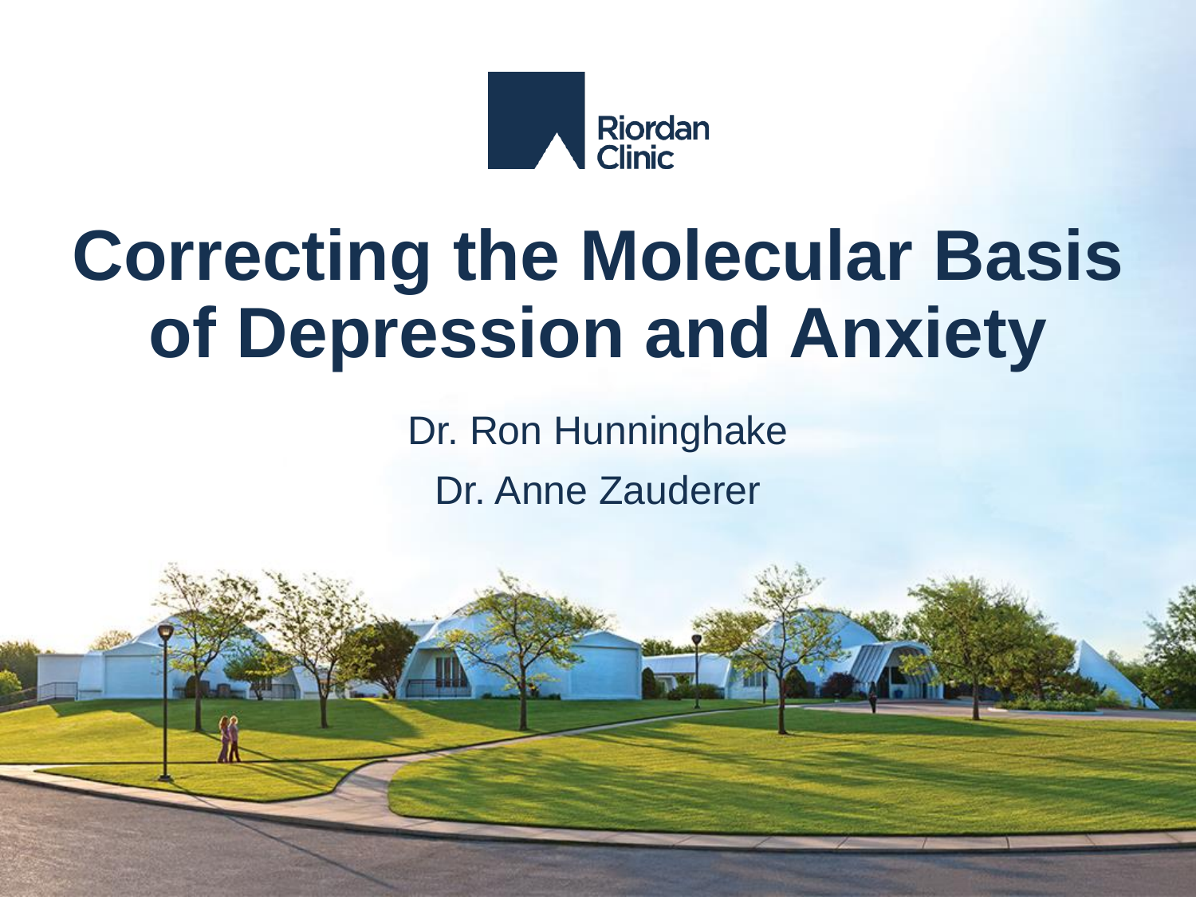Riordan Clinic

# Correcting the Molecular Basis of Depression and Anxiety

Dr. Ron Hunninghake

Dr. Anne Zauderer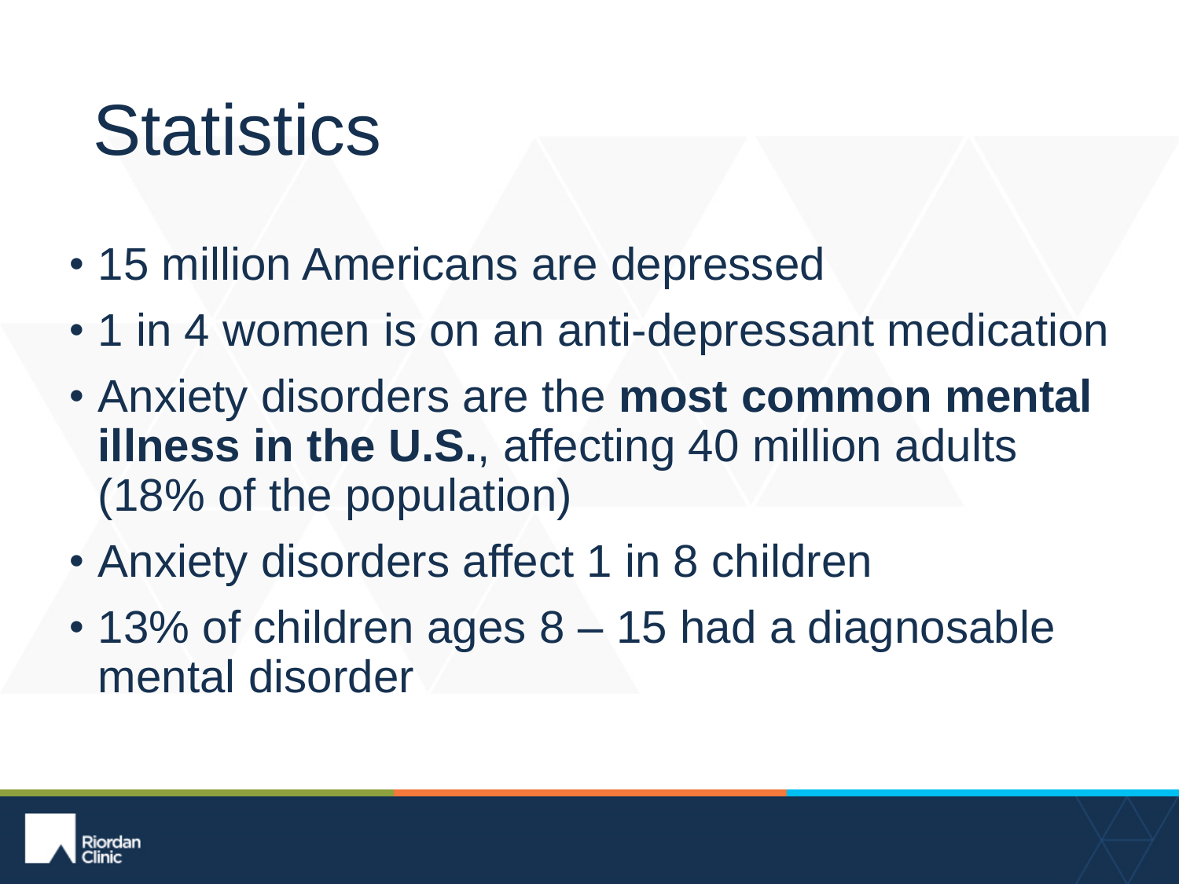# Statistics

- 15 million Americans are depressed
- 1 in 4 women is on an anti-depressant medication
- Anxiety disorders are the **most common mental illness in the U.S.**, affecting 40 million adults (18% of the population)
- Anxiety disorders affect 1 in 8 children
- 13% of children ages 8 – 15 had a diagnosable mental disorder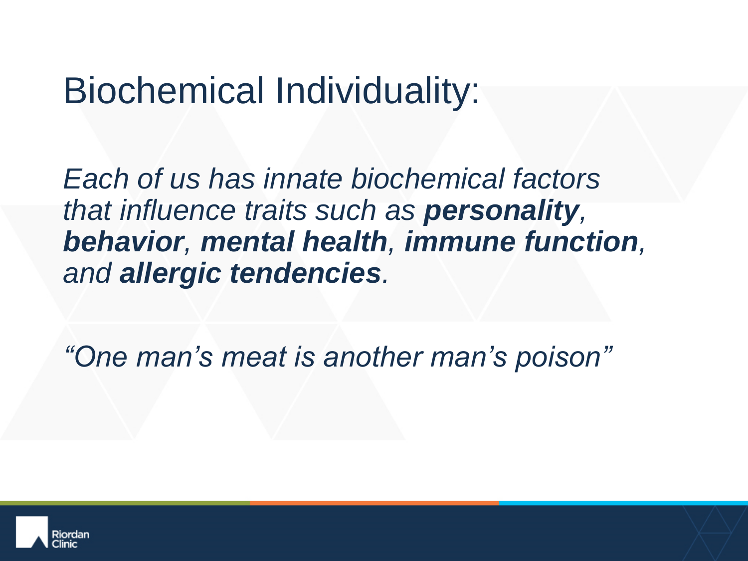# Biochemical Individuality:

*Each of us has innate biochemical factors that influence traits such as **personality**, **behavior**, **mental health**, **immune function**, and **allergic tendencies**.*

*"One man's meat is another man's poison"*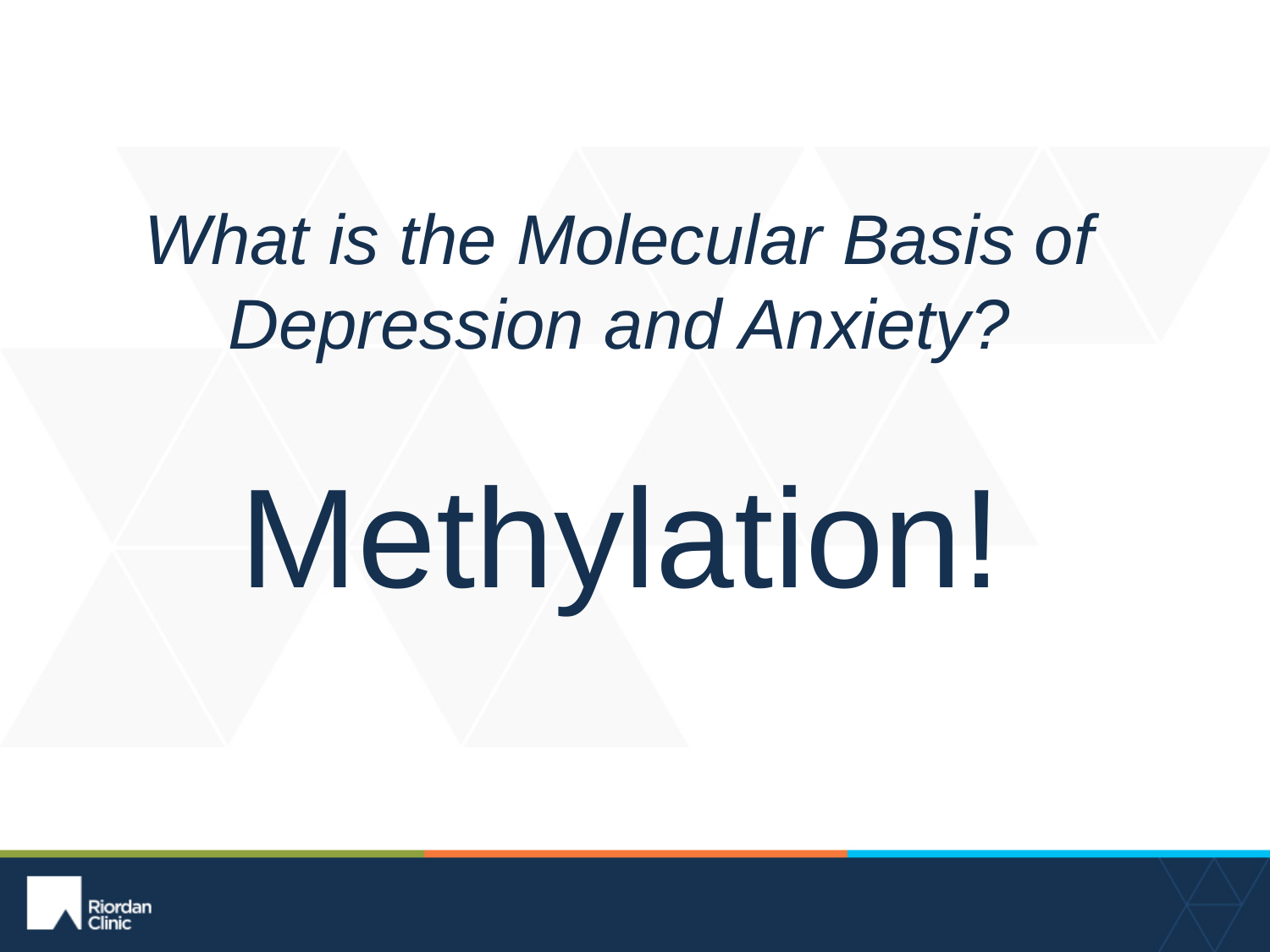*What is the Molecular Basis of Depression and Anxiety?*

# Methylation!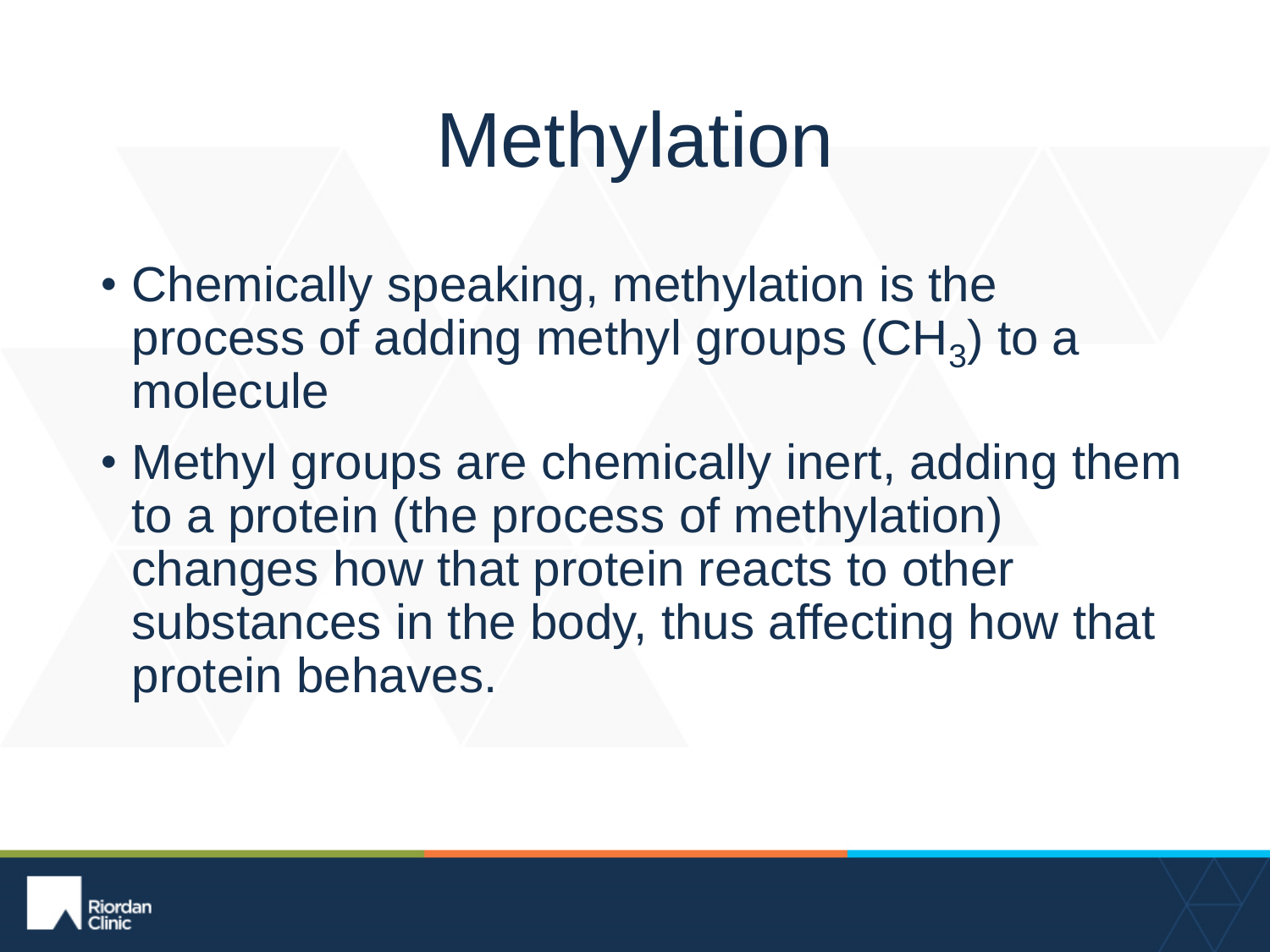# Methylation

- Chemically speaking, methylation is the process of adding methyl groups ($CH_3$) to a molecule
- Methyl groups are chemically inert, adding them to a protein (the process of methylation) changes how that protein reacts to other substances in the body, thus affecting how that protein behaves.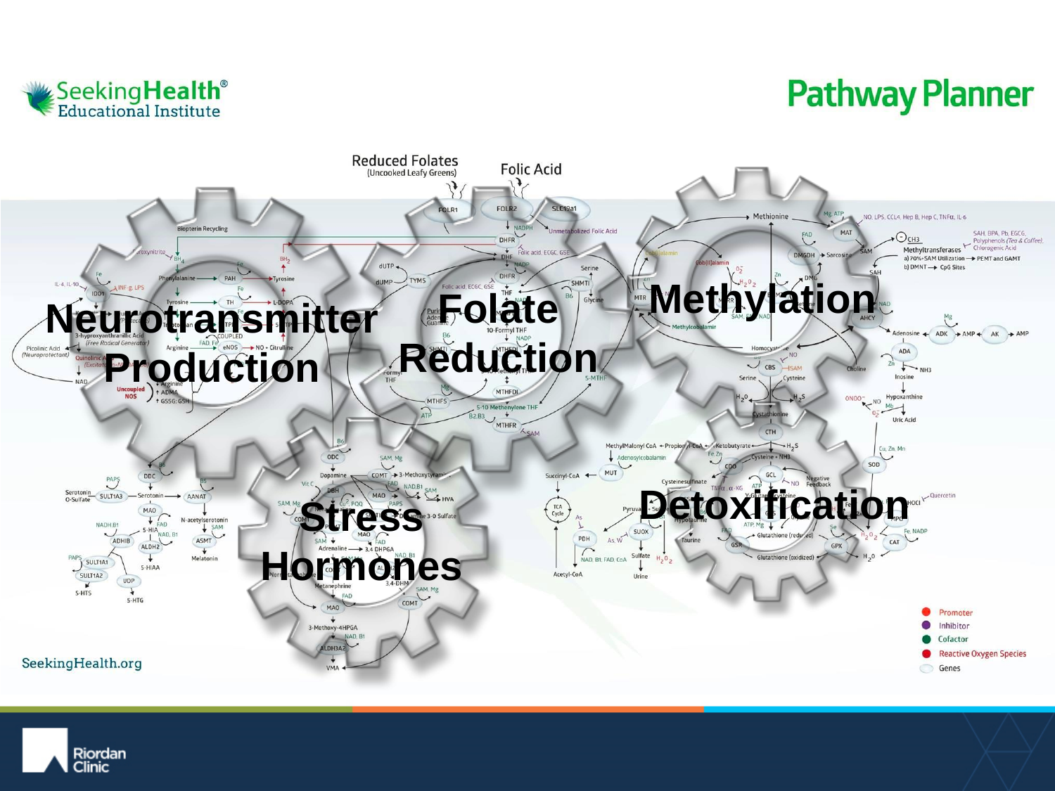# Pathway Planner

SeekingHealth® Educational Institute

## Neurotransmitter Production

## Folate Reduction

## Methylation

## Stress Hormones

## Detoxification

Reduced Folates (Uncooked Leafy Greens)

Folic Acid

- Promoter
- Inhibitor
- Cofactor
- Reactive Oxygen Species
- Genes

SeekingHealth.org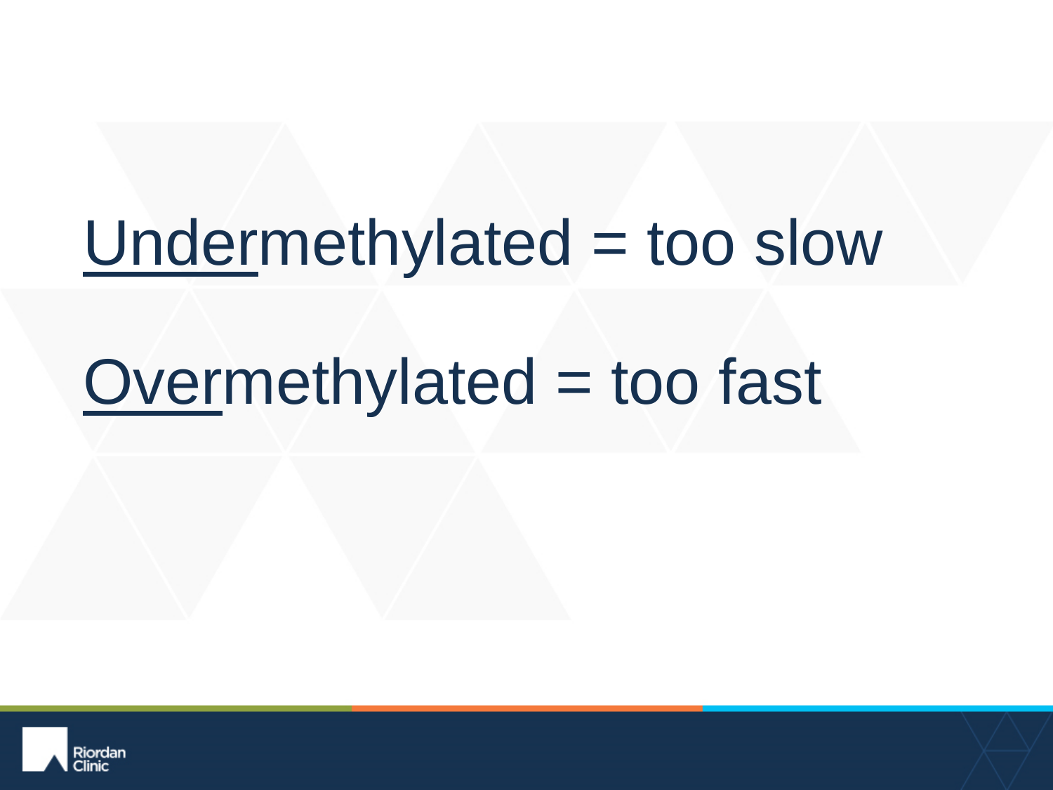<u>Under</u>methylated = too slow

<u>Over</u>methylated = too fast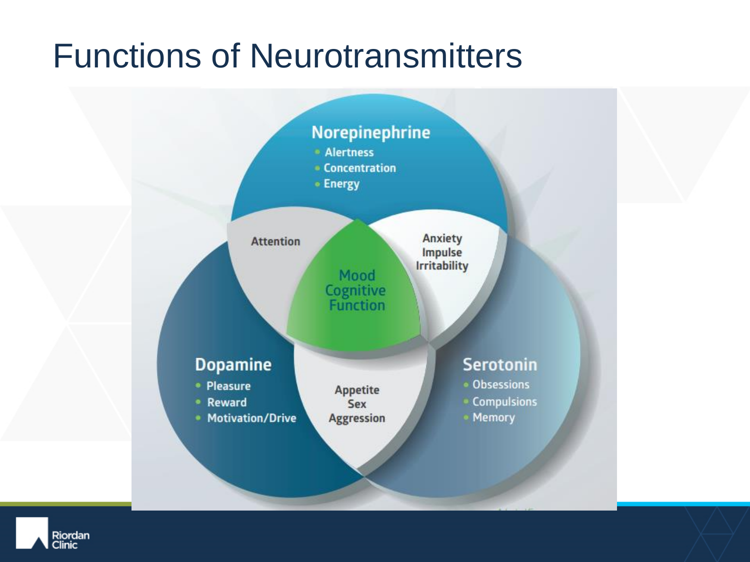# Functions of Neurotransmitters

**Norepinephrine**
- Alertness
- Concentration
- Energy

**Dopamine**
- Pleasure
- Reward
- Motivation/Drive

**Serotonin**
- Obsessions
- Compulsions
- Memory

Norepinephrine + Dopamine: Attention

Norepinephrine + Serotonin: Anxiety, Impulse, Irritability

Dopamine + Serotonin: Appetite, Sex, Aggression

All three: Mood, Cognitive Function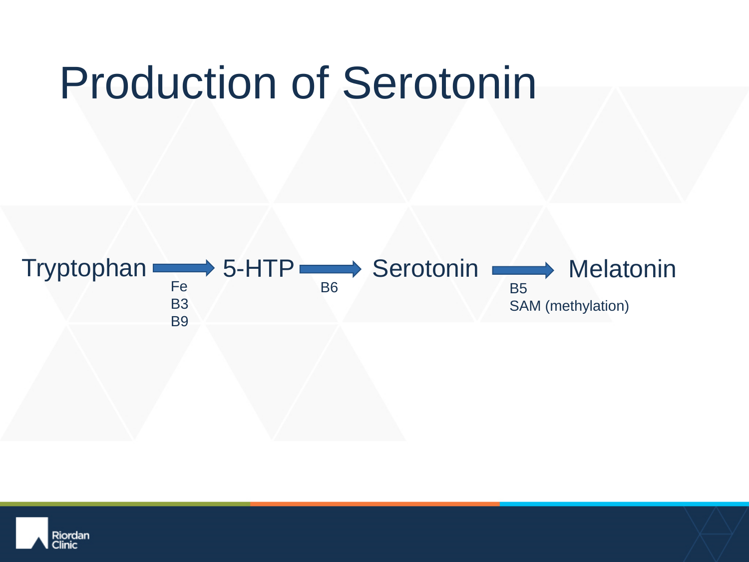# Production of Serotonin

Tryptophan → 5-HTP → Serotonin → Melatonin

- Tryptophan → 5-HTP: Fe, B3, B9
- 5-HTP → Serotonin: B6
- Serotonin → Melatonin: B5, SAM (methylation)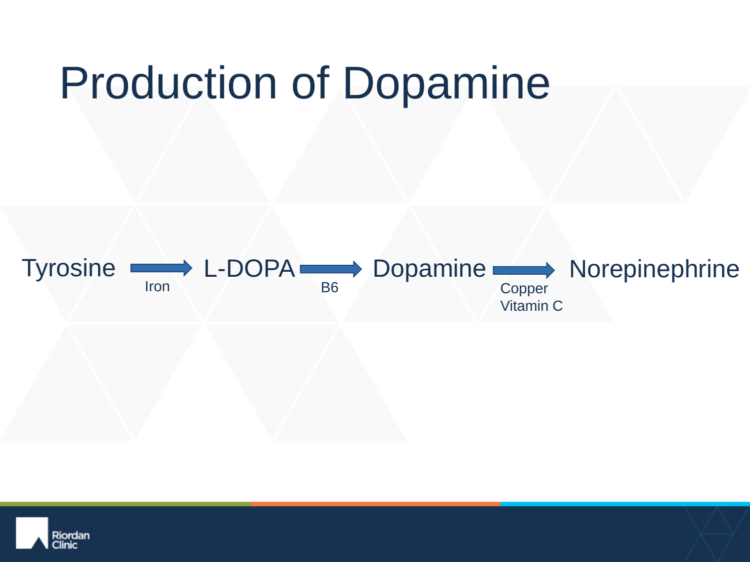# Production of Dopamine

Tyrosine → (Iron) → L-DOPA → (B6) → Dopamine → (Copper, Vitamin C) → Norepinephrine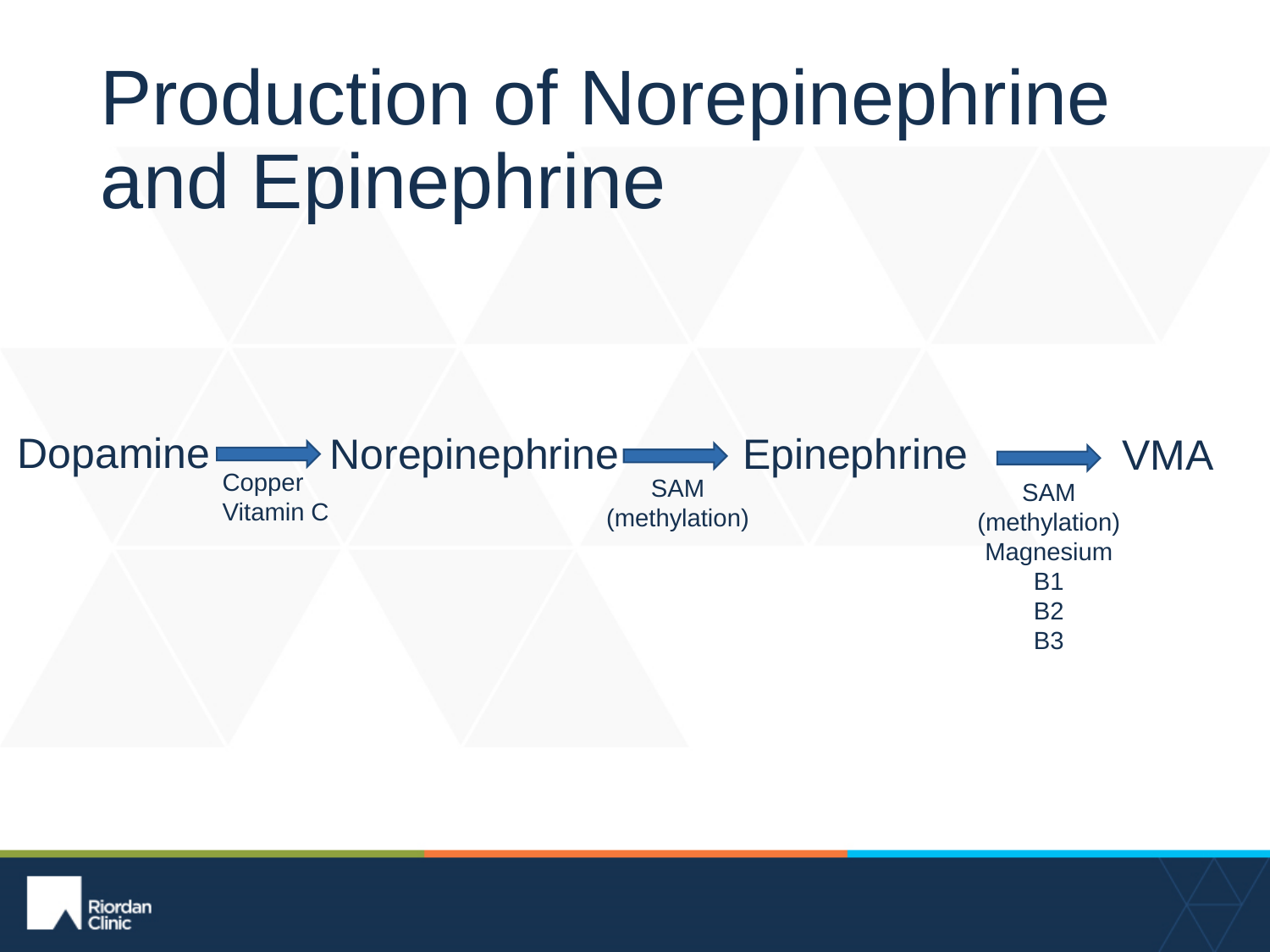# Production of Norepinephrine and Epinephrine

Dopamine → Norepinephrine → Epinephrine → VMA

- Dopamine → Norepinephrine: Copper, Vitamin C
- Norepinephrine → Epinephrine: SAM (methylation)
- Epinephrine → VMA: SAM (methylation), Magnesium, B1, B2, B3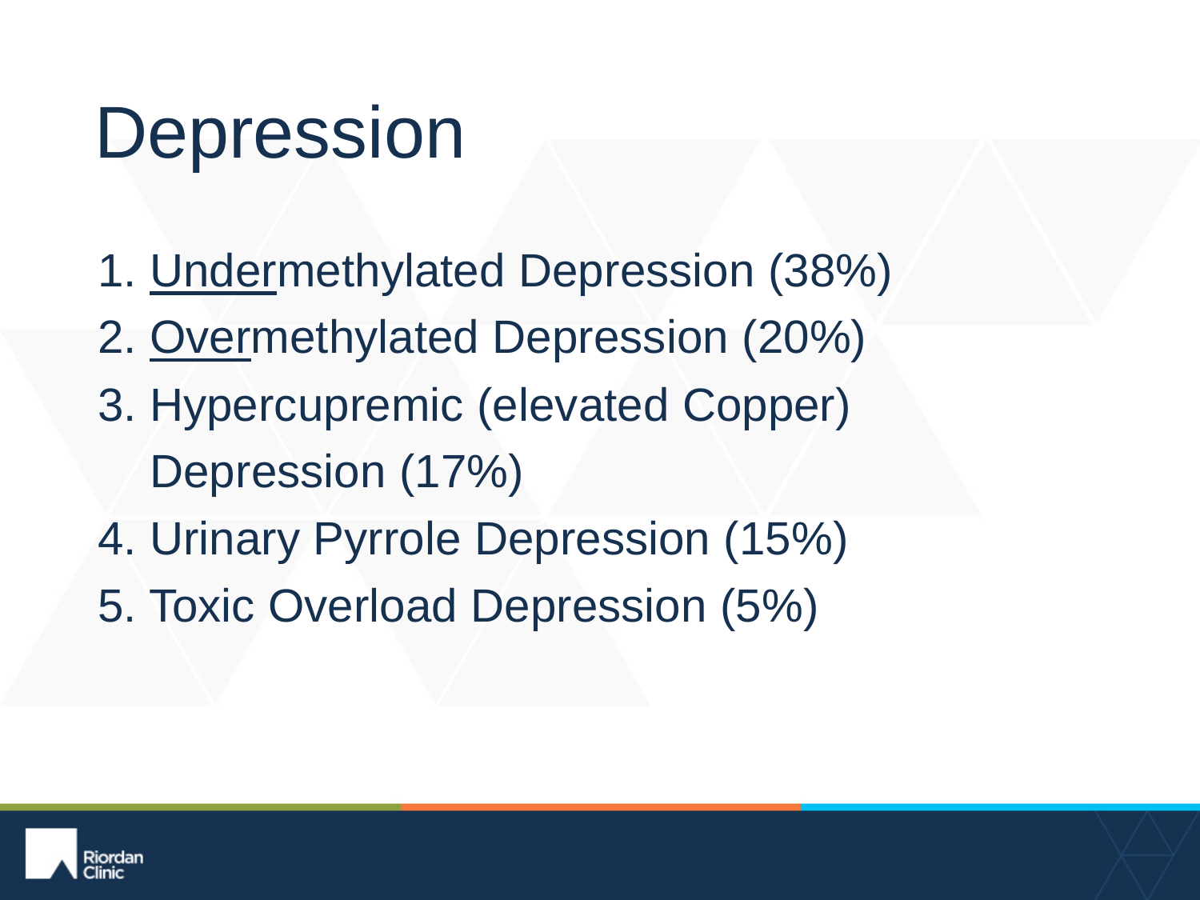# Depression

1. <u>Under</u>methylated Depression (38%)
2. <u>Over</u>methylated Depression (20%)
3. Hypercupremic (elevated Copper) Depression (17%)
4. Urinary Pyrrole Depression (15%)
5. Toxic Overload Depression (5%)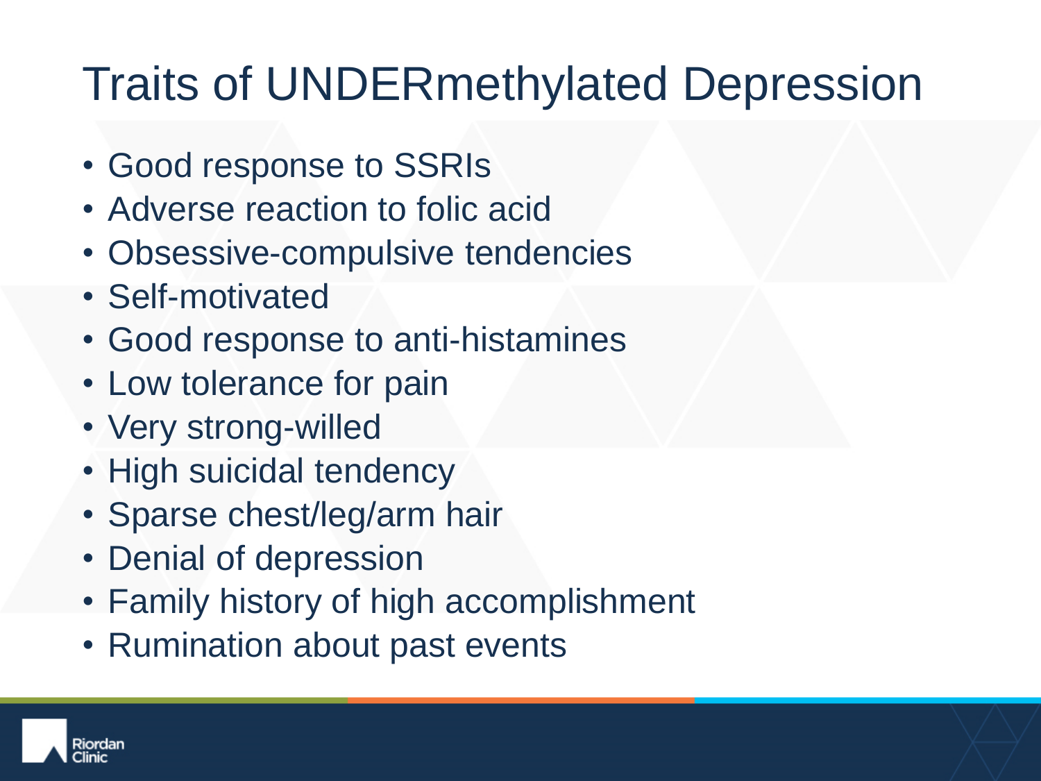# Traits of UNDERmethylated Depression

- Good response to SSRIs
- Adverse reaction to folic acid
- Obsessive-compulsive tendencies
- Self-motivated
- Good response to anti-histamines
- Low tolerance for pain
- Very strong-willed
- High suicidal tendency
- Sparse chest/leg/arm hair
- Denial of depression
- Family history of high accomplishment
- Rumination about past events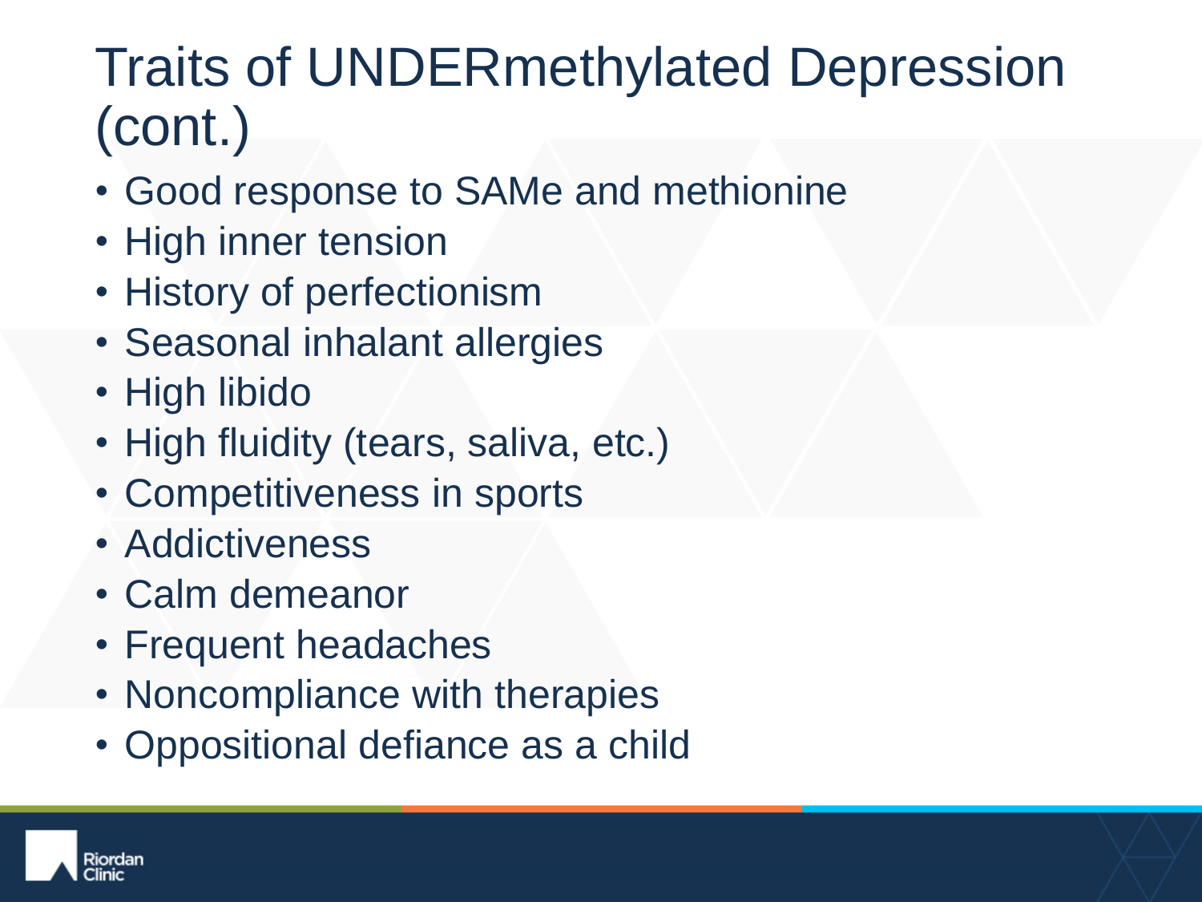# Traits of UNDERmethylated Depression (cont.)

- Good response to SAMe and methionine
- High inner tension
- History of perfectionism
- Seasonal inhalant allergies
- High libido
- High fluidity (tears, saliva, etc.)
- Competitiveness in sports
- Addictiveness
- Calm demeanor
- Frequent headaches
- Noncompliance with therapies
- Oppositional defiance as a child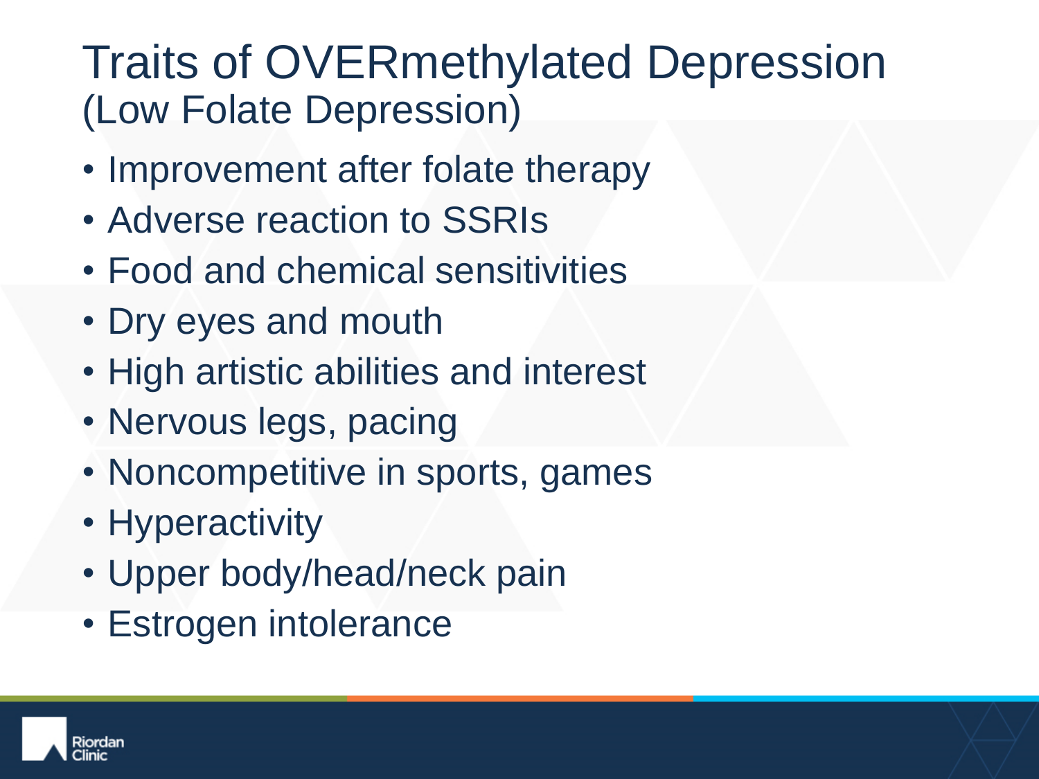# Traits of OVERmethylated Depression
## (Low Folate Depression)

- Improvement after folate therapy
- Adverse reaction to SSRIs
- Food and chemical sensitivities
- Dry eyes and mouth
- High artistic abilities and interest
- Nervous legs, pacing
- Noncompetitive in sports, games
- Hyperactivity
- Upper body/head/neck pain
- Estrogen intolerance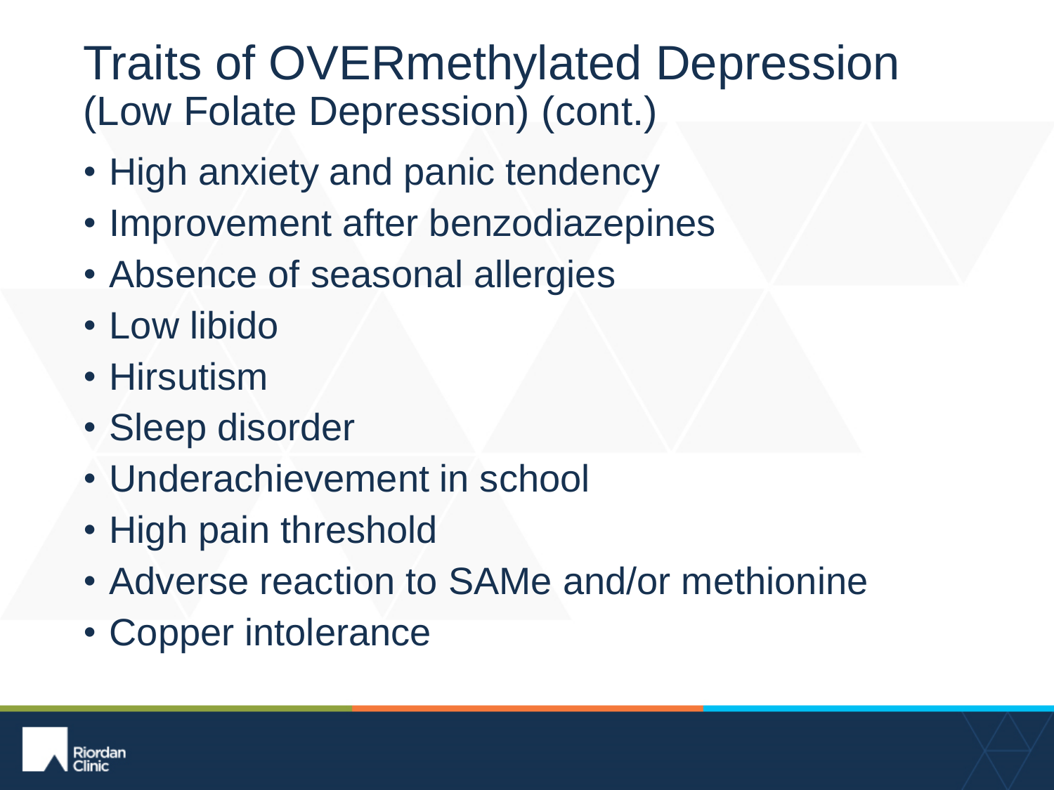# Traits of OVERmethylated Depression

## (Low Folate Depression) (cont.)

- High anxiety and panic tendency
- Improvement after benzodiazepines
- Absence of seasonal allergies
- Low libido
- Hirsutism
- Sleep disorder
- Underachievement in school
- High pain threshold
- Adverse reaction to SAMe and/or methionine
- Copper intolerance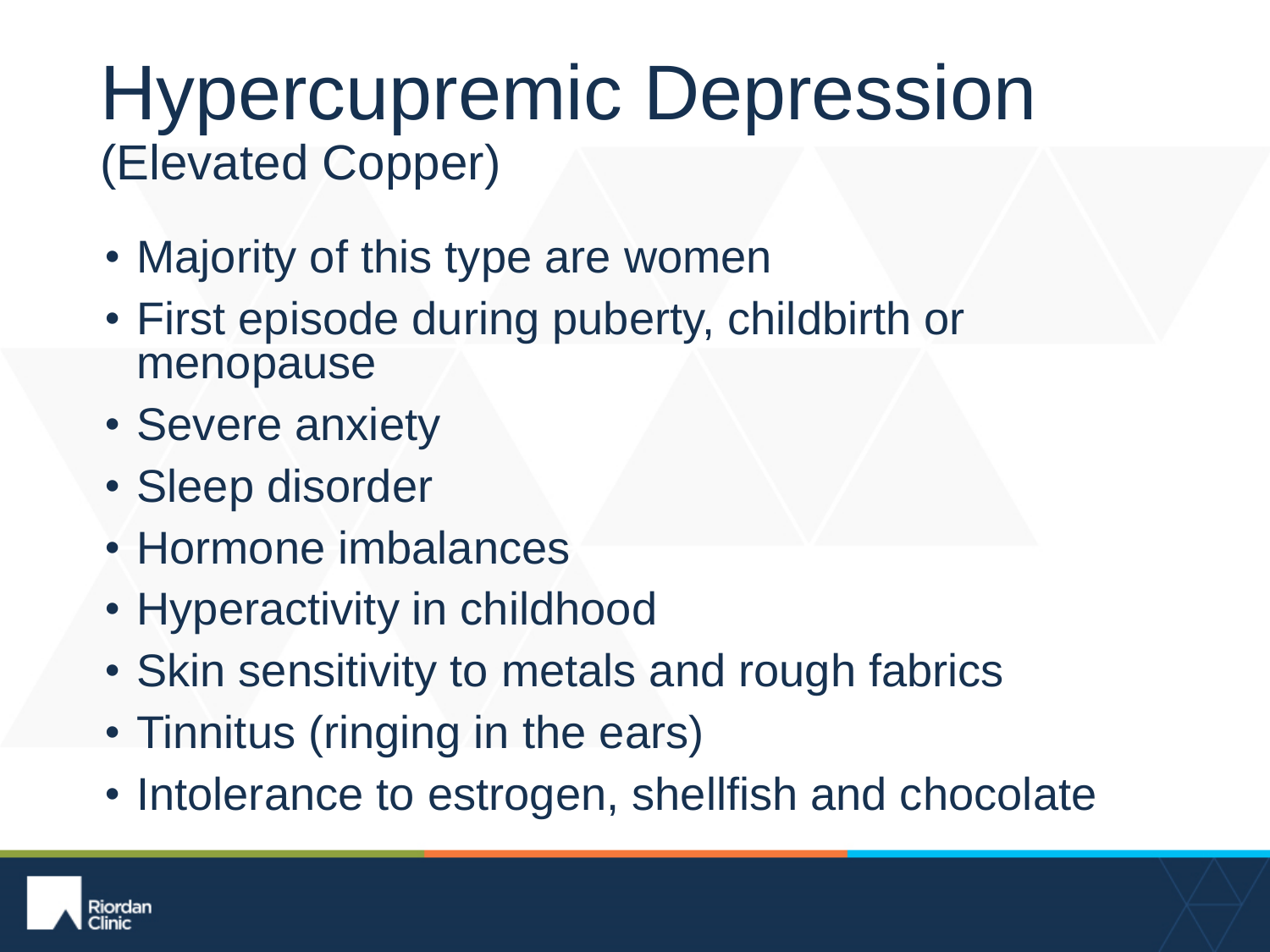# Hypercupremic Depression
## (Elevated Copper)

- Majority of this type are women
- First episode during puberty, childbirth or menopause
- Severe anxiety
- Sleep disorder
- Hormone imbalances
- Hyperactivity in childhood
- Skin sensitivity to metals and rough fabrics
- Tinnitus (ringing in the ears)
- Intolerance to estrogen, shellfish and chocolate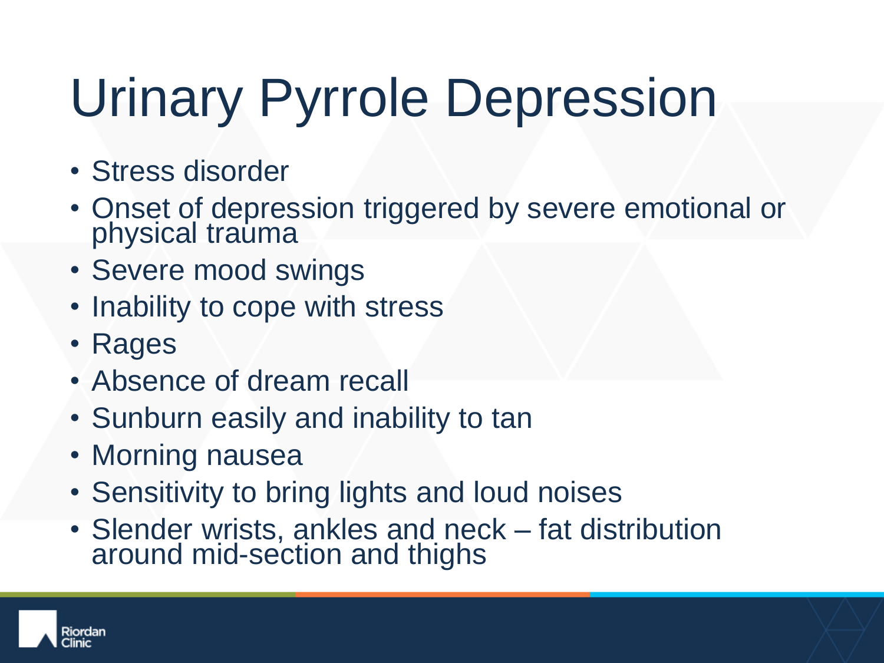# Urinary Pyrrole Depression

- Stress disorder
- Onset of depression triggered by severe emotional or physical trauma
- Severe mood swings
- Inability to cope with stress
- Rages
- Absence of dream recall
- Sunburn easily and inability to tan
- Morning nausea
- Sensitivity to bring lights and loud noises
- Slender wrists, ankles and neck – fat distribution around mid-section and thighs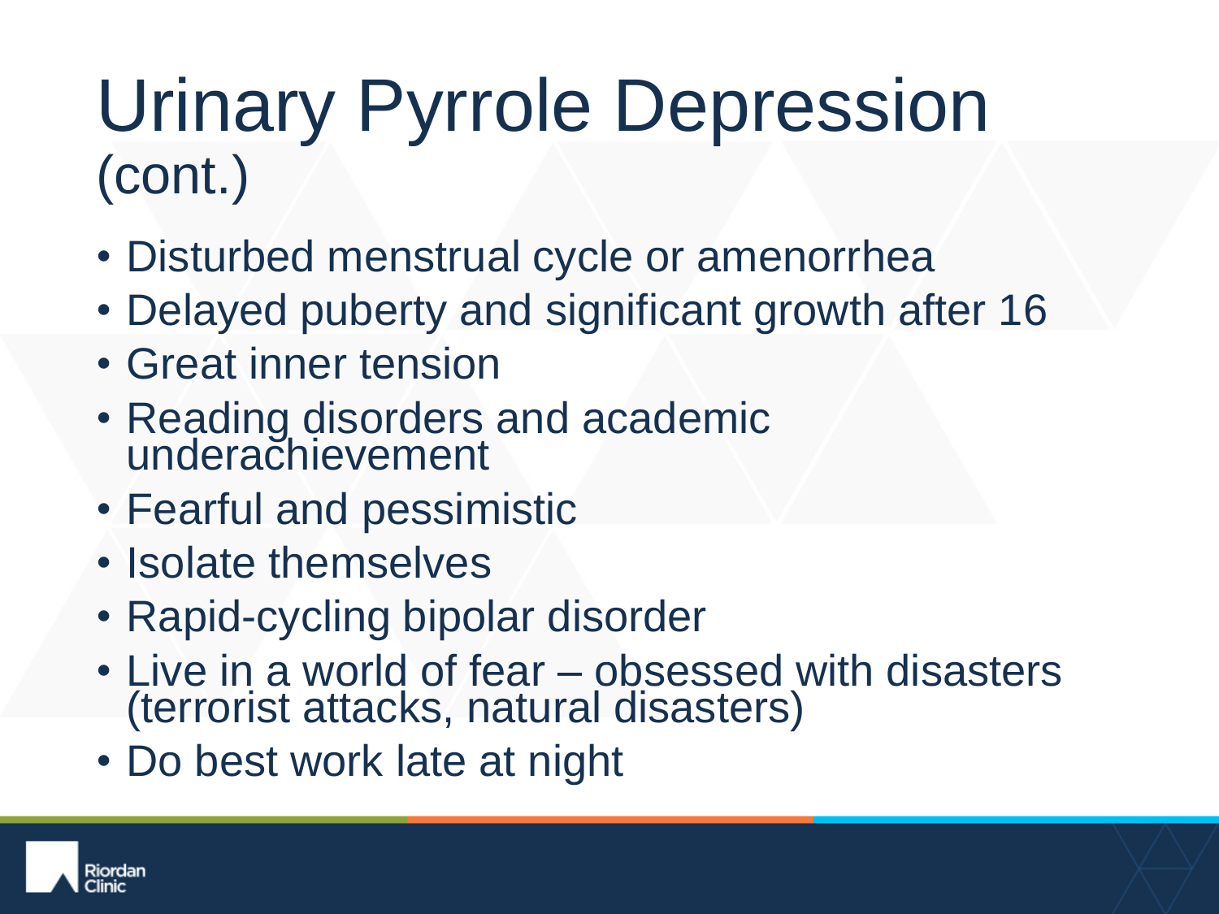# Urinary Pyrrole Depression (cont.)

- Disturbed menstrual cycle or amenorrhea
- Delayed puberty and significant growth after 16
- Great inner tension
- Reading disorders and academic underachievement
- Fearful and pessimistic
- Isolate themselves
- Rapid-cycling bipolar disorder
- Live in a world of fear – obsessed with disasters (terrorist attacks, natural disasters)
- Do best work late at night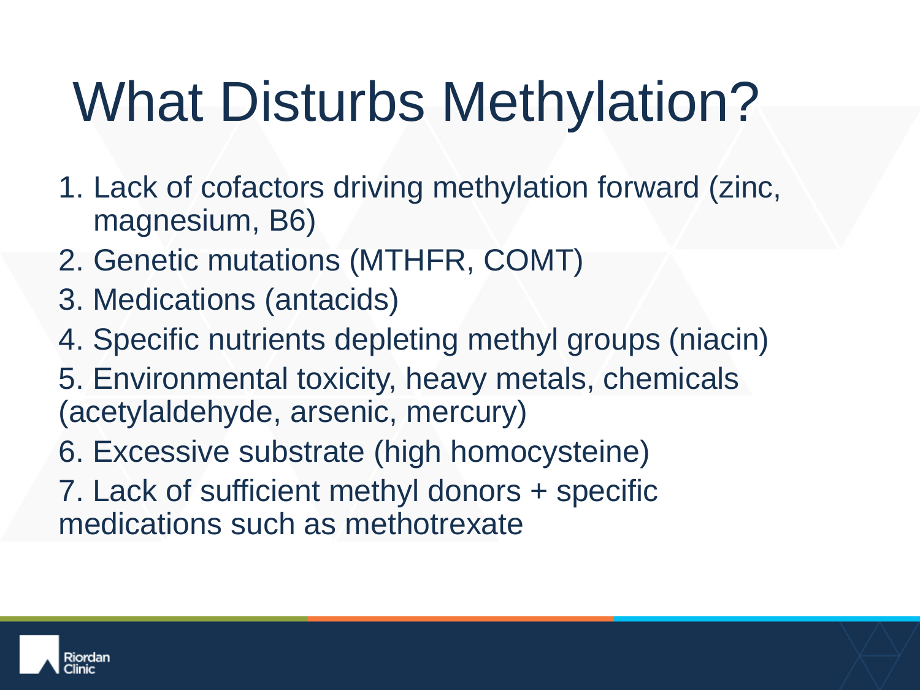# What Disturbs Methylation?

1. Lack of cofactors driving methylation forward (zinc, magnesium, B6)
2. Genetic mutations (MTHFR, COMT)
3. Medications (antacids)
4. Specific nutrients depleting methyl groups (niacin)
5. Environmental toxicity, heavy metals, chemicals (acetylaldehyde, arsenic, mercury)
6. Excessive substrate (high homocysteine)
7. Lack of sufficient methyl donors + specific medications such as methotrexate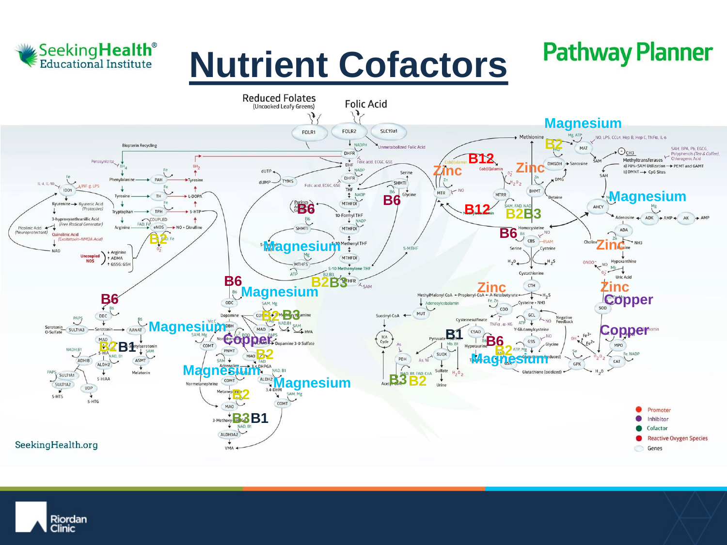# Nutrient Cofactors

Pathway Planner

Reduced Folates (Uncooked Leafy Greens)

Folic Acid

- Promoter
- Inhibitor
- Cofactor
- Reactive Oxygen Species
- Genes

SeekingHealth.org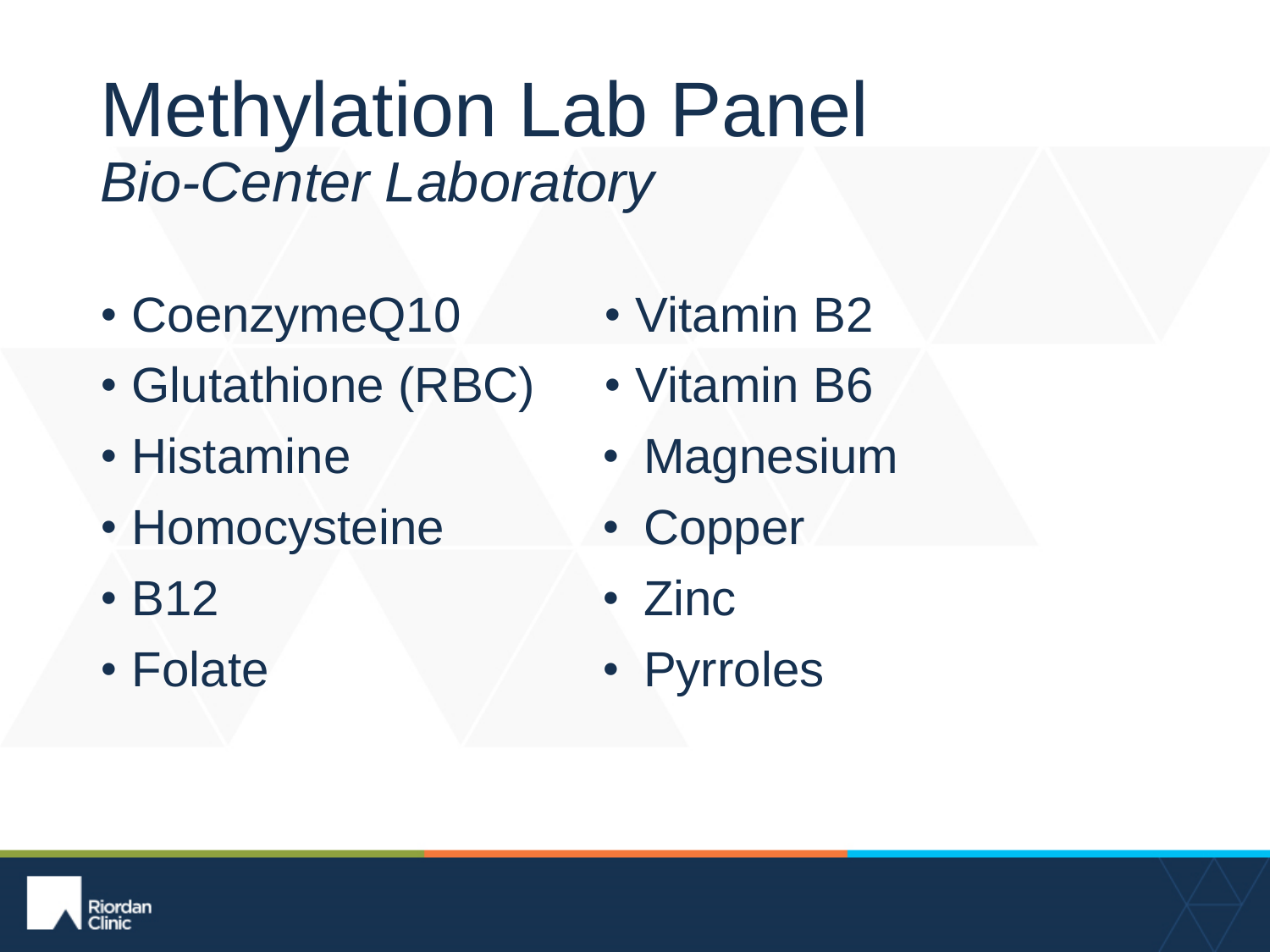# Methylation Lab Panel

*Bio-Center Laboratory*

- CoenzymeQ10
- Glutathione (RBC)
- Histamine
- Homocysteine
- B12
- Folate
- Vitamin B2
- Vitamin B6
- Magnesium
- Copper
- Zinc
- Pyrroles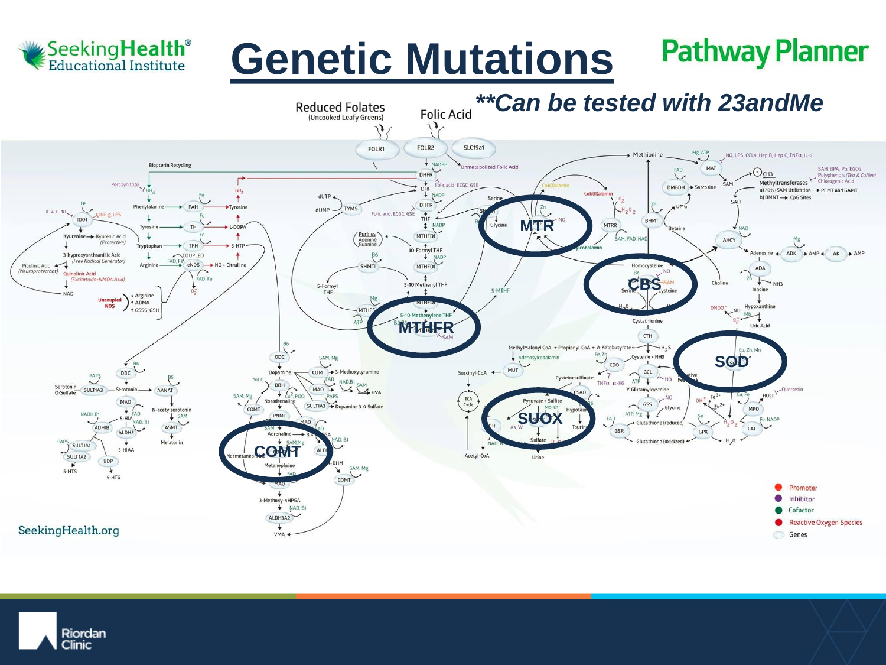# Genetic Mutations

***Can be tested with 23andMe**

MTR

CBS

MTHFR

SOD

SUOX

COMT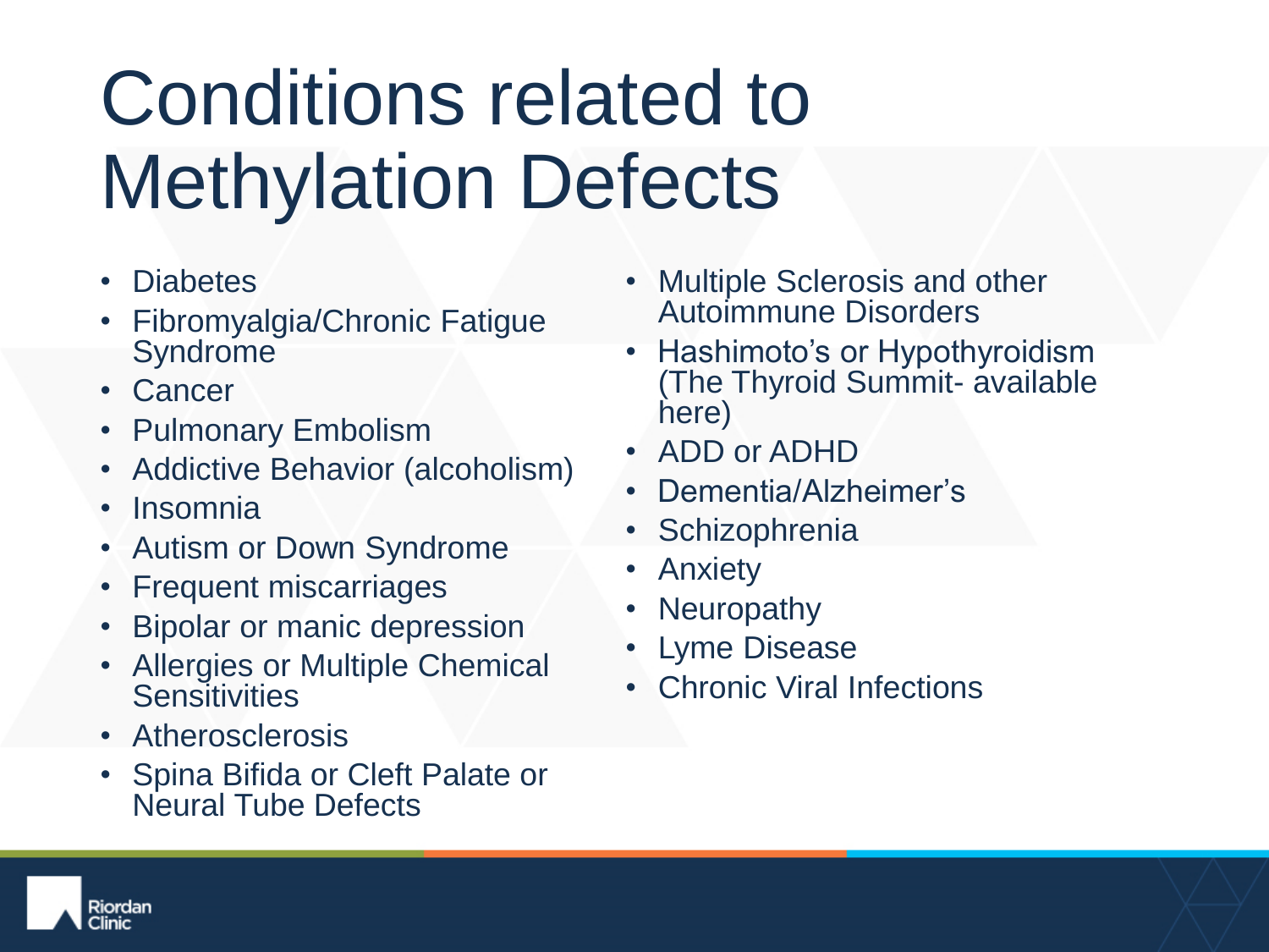# Conditions related to Methylation Defects

- Diabetes
- Fibromyalgia/Chronic Fatigue Syndrome
- Cancer
- Pulmonary Embolism
- Addictive Behavior (alcoholism)
- Insomnia
- Autism or Down Syndrome
- Frequent miscarriages
- Bipolar or manic depression
- Allergies or Multiple Chemical Sensitivities
- Atherosclerosis
- Spina Bifida or Cleft Palate or Neural Tube Defects
- Multiple Sclerosis and other Autoimmune Disorders
- Hashimoto's or Hypothyroidism (The Thyroid Summit- available here)
- ADD or ADHD
- Dementia/Alzheimer's
- Schizophrenia
- Anxiety
- Neuropathy
- Lyme Disease
- Chronic Viral Infections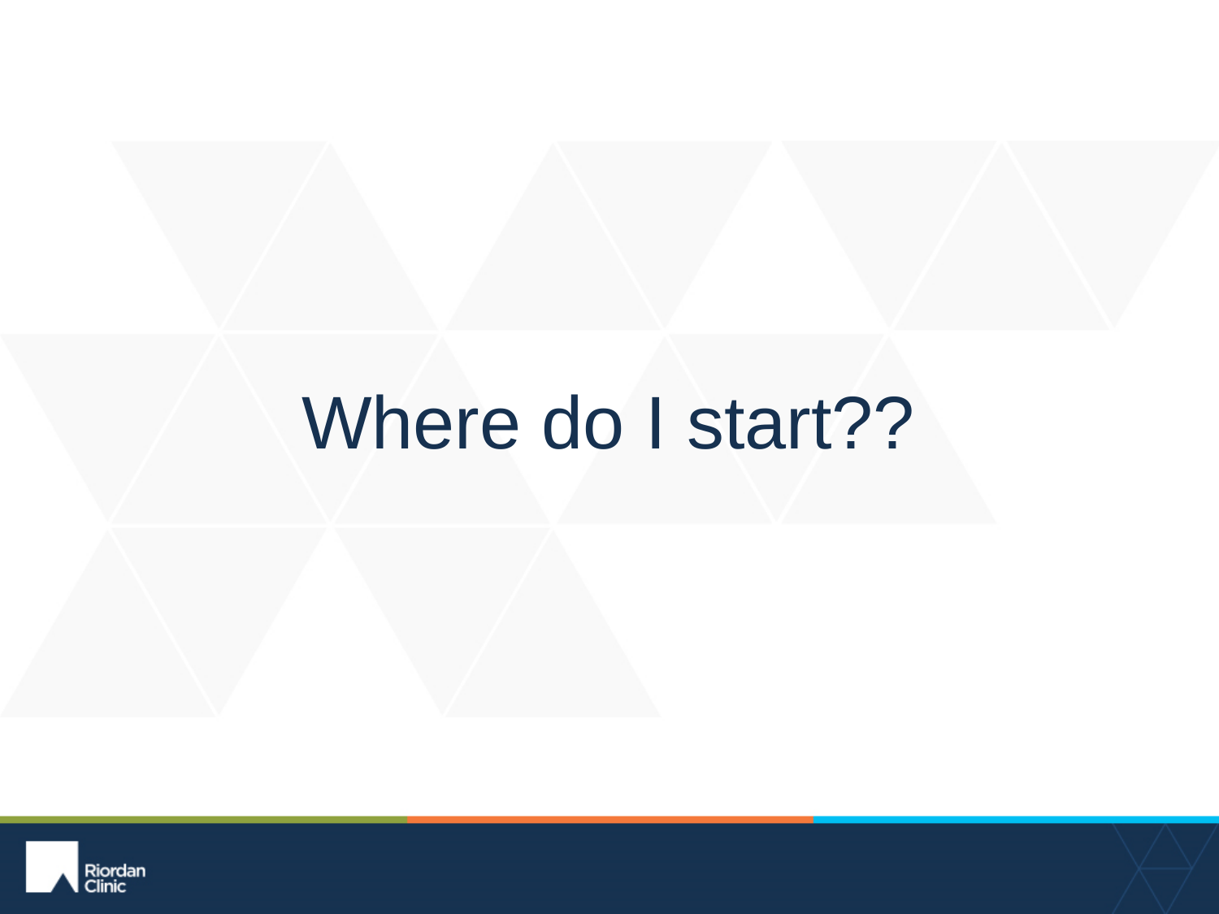# Where do I start??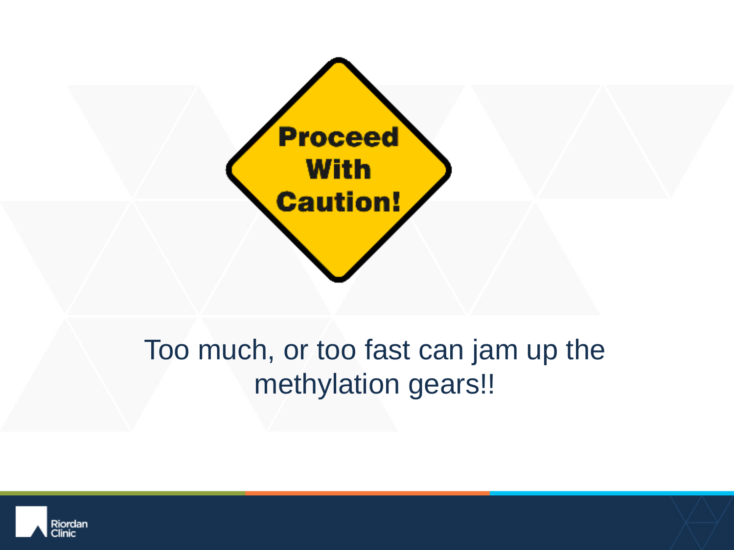Proceed With Caution!

Too much, or too fast can jam up the methylation gears!!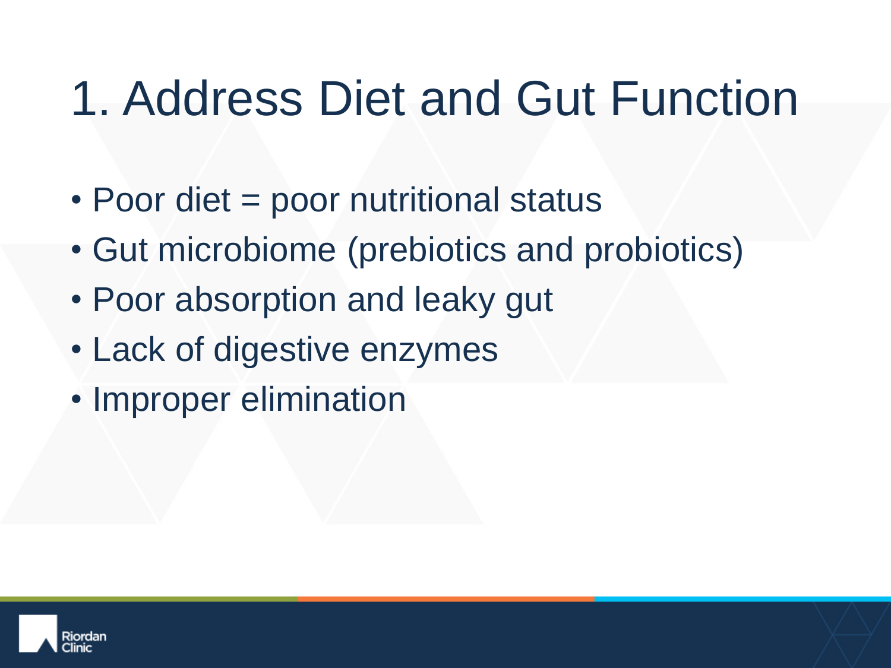# 1. Address Diet and Gut Function

- Poor diet = poor nutritional status
- Gut microbiome (prebiotics and probiotics)
- Poor absorption and leaky gut
- Lack of digestive enzymes
- Improper elimination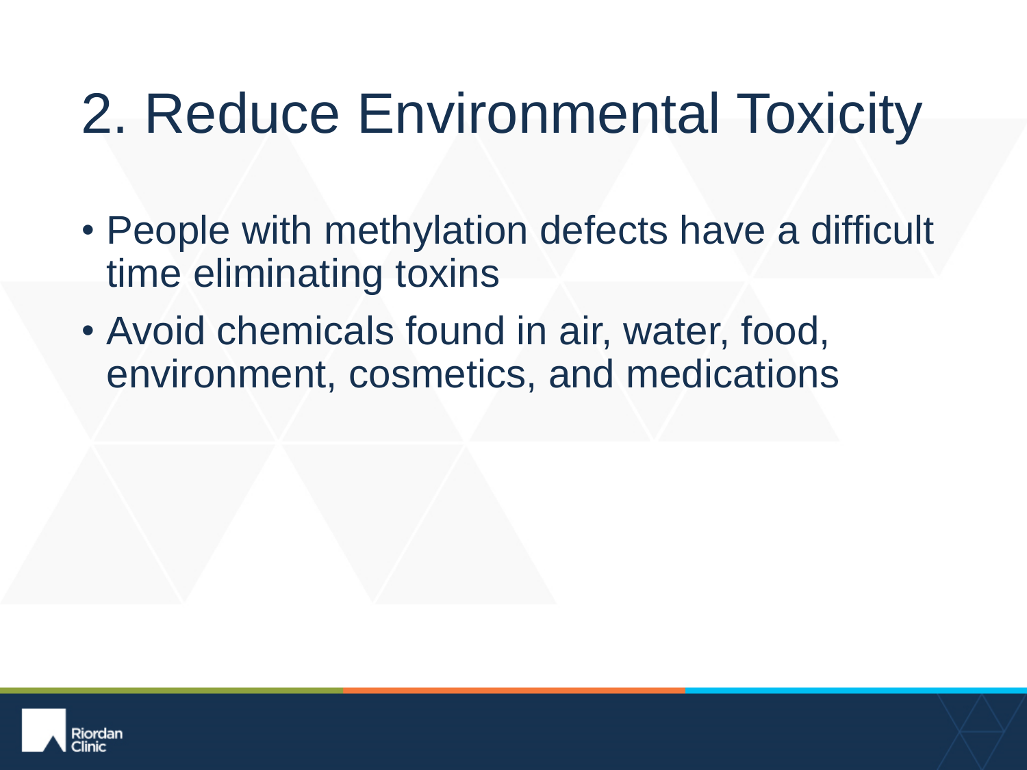# 2. Reduce Environmental Toxicity

- People with methylation defects have a difficult time eliminating toxins
- Avoid chemicals found in air, water, food, environment, cosmetics, and medications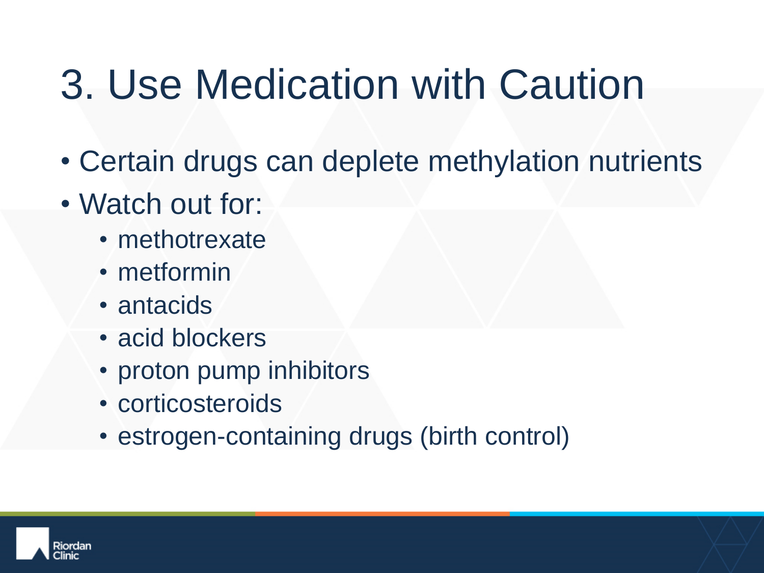# 3. Use Medication with Caution

- Certain drugs can deplete methylation nutrients
- Watch out for:
  - methotrexate
  - metformin
  - antacids
  - acid blockers
  - proton pump inhibitors
  - corticosteroids
  - estrogen-containing drugs (birth control)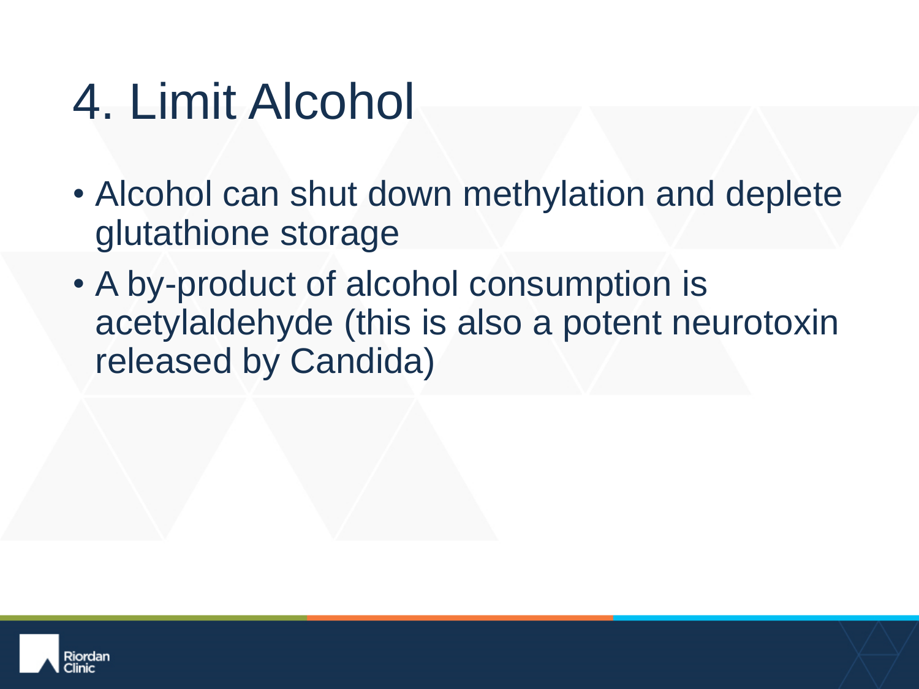# 4. Limit Alcohol

- Alcohol can shut down methylation and deplete glutathione storage
- A by-product of alcohol consumption is acetylaldehyde (this is also a potent neurotoxin released by Candida)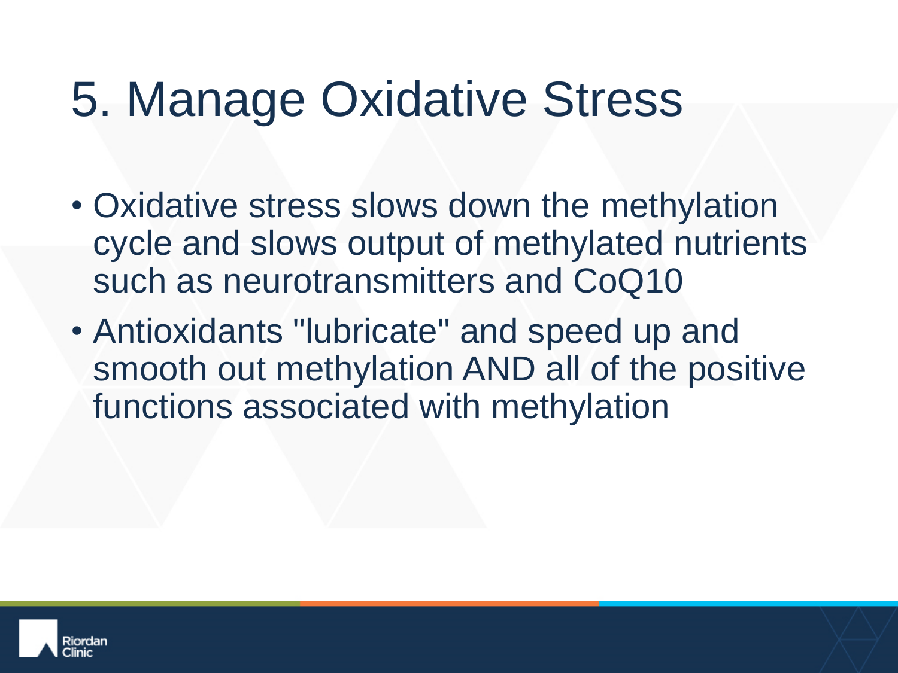# 5. Manage Oxidative Stress

- Oxidative stress slows down the methylation cycle and slows output of methylated nutrients such as neurotransmitters and CoQ10
- Antioxidants "lubricate" and speed up and smooth out methylation AND all of the positive functions associated with methylation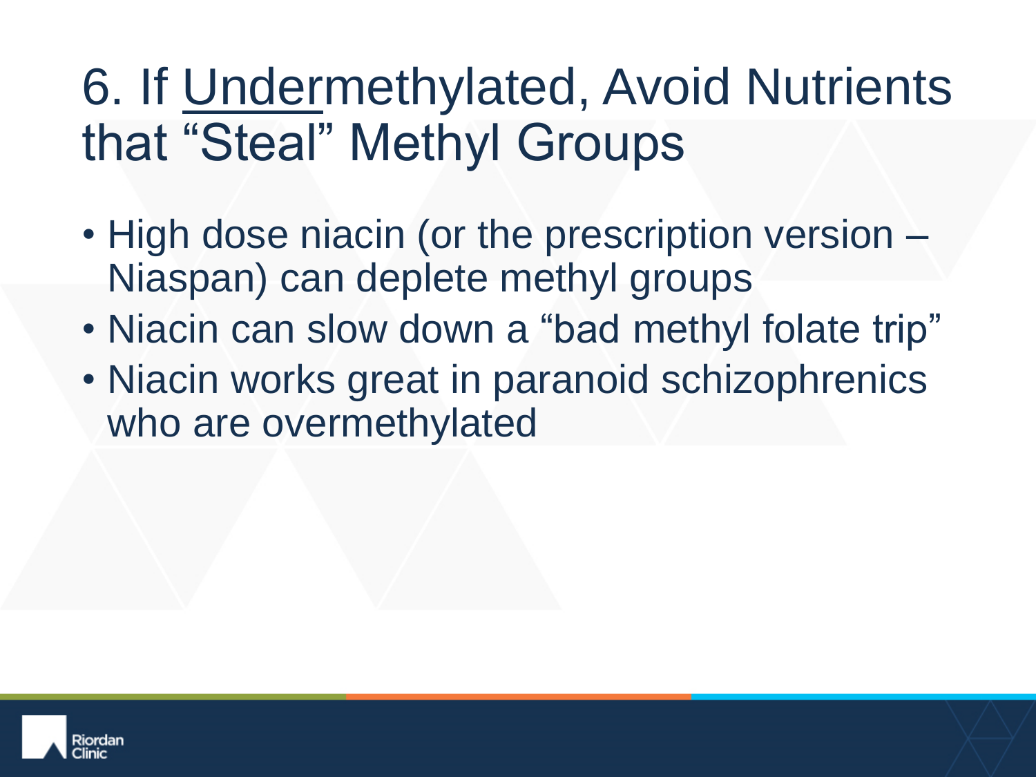# 6. If Undermethylated, Avoid Nutrients that "Steal" Methyl Groups

- High dose niacin (or the prescription version – Niaspan) can deplete methyl groups
- Niacin can slow down a "bad methyl folate trip"
- Niacin works great in paranoid schizophrenics who are overmethylated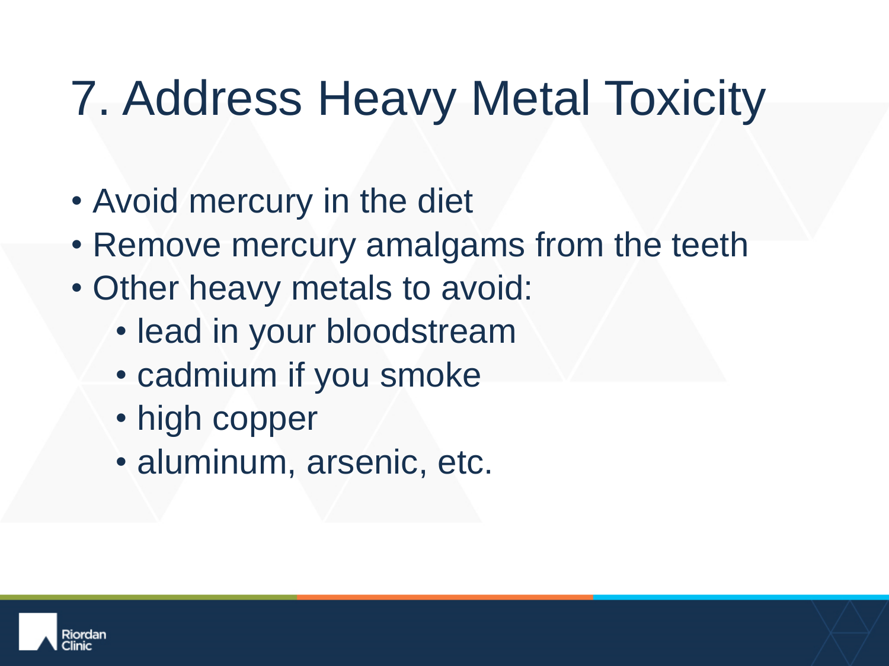# 7. Address Heavy Metal Toxicity

- Avoid mercury in the diet
- Remove mercury amalgams from the teeth
- Other heavy metals to avoid:
  - lead in your bloodstream
  - cadmium if you smoke
  - high copper
  - aluminum, arsenic, etc.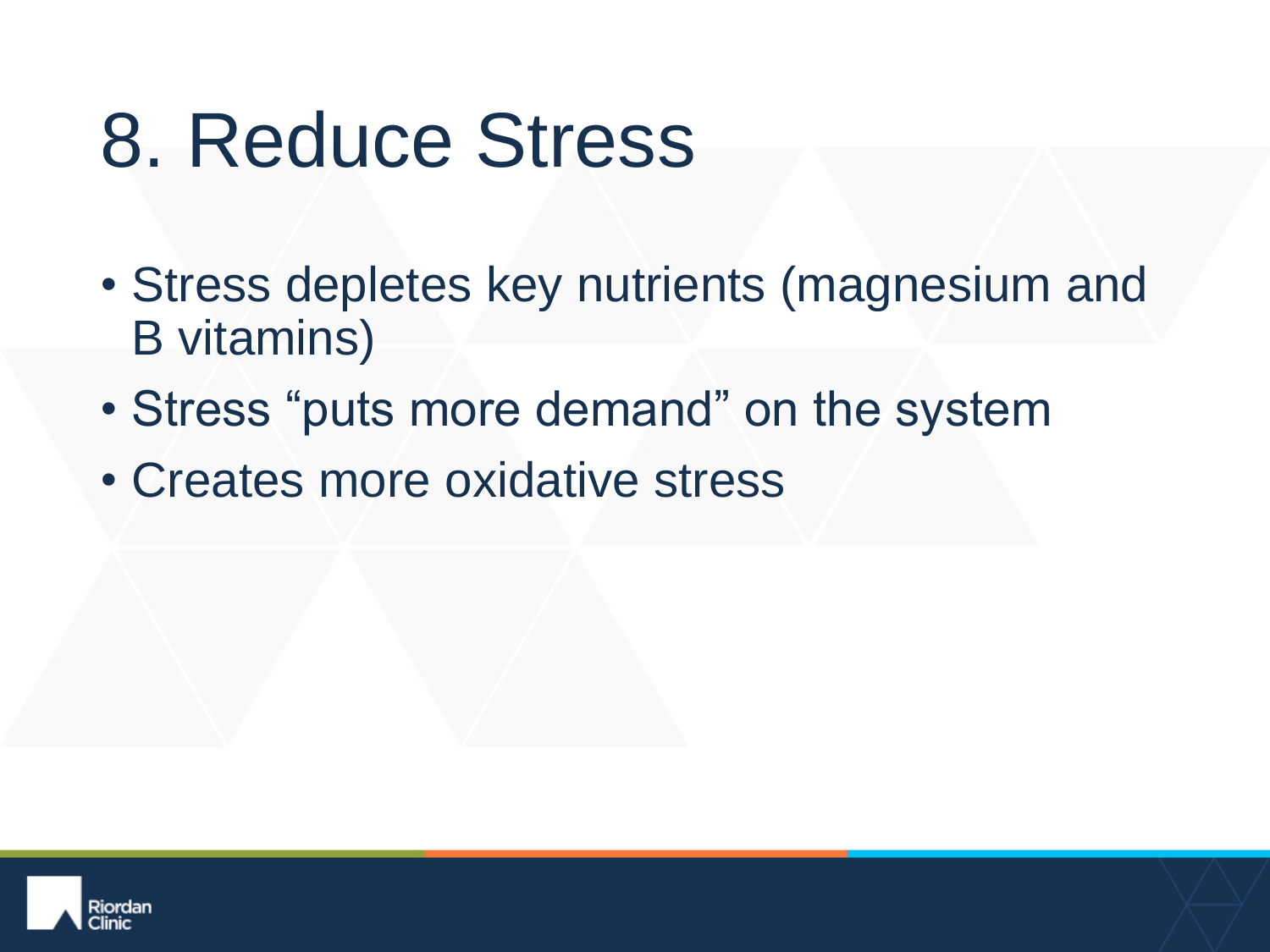# 8. Reduce Stress

- Stress depletes key nutrients (magnesium and B vitamins)
- Stress "puts more demand" on the system
- Creates more oxidative stress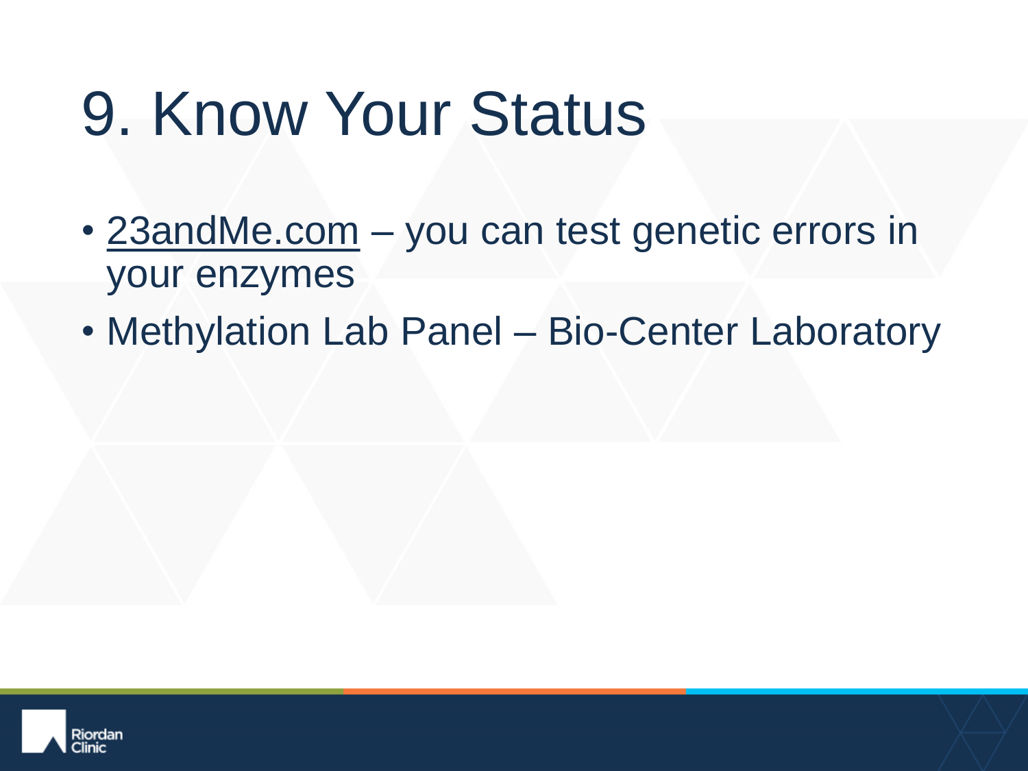# 9. Know Your Status

- 23andMe.com – you can test genetic errors in your enzymes
- Methylation Lab Panel – Bio-Center Laboratory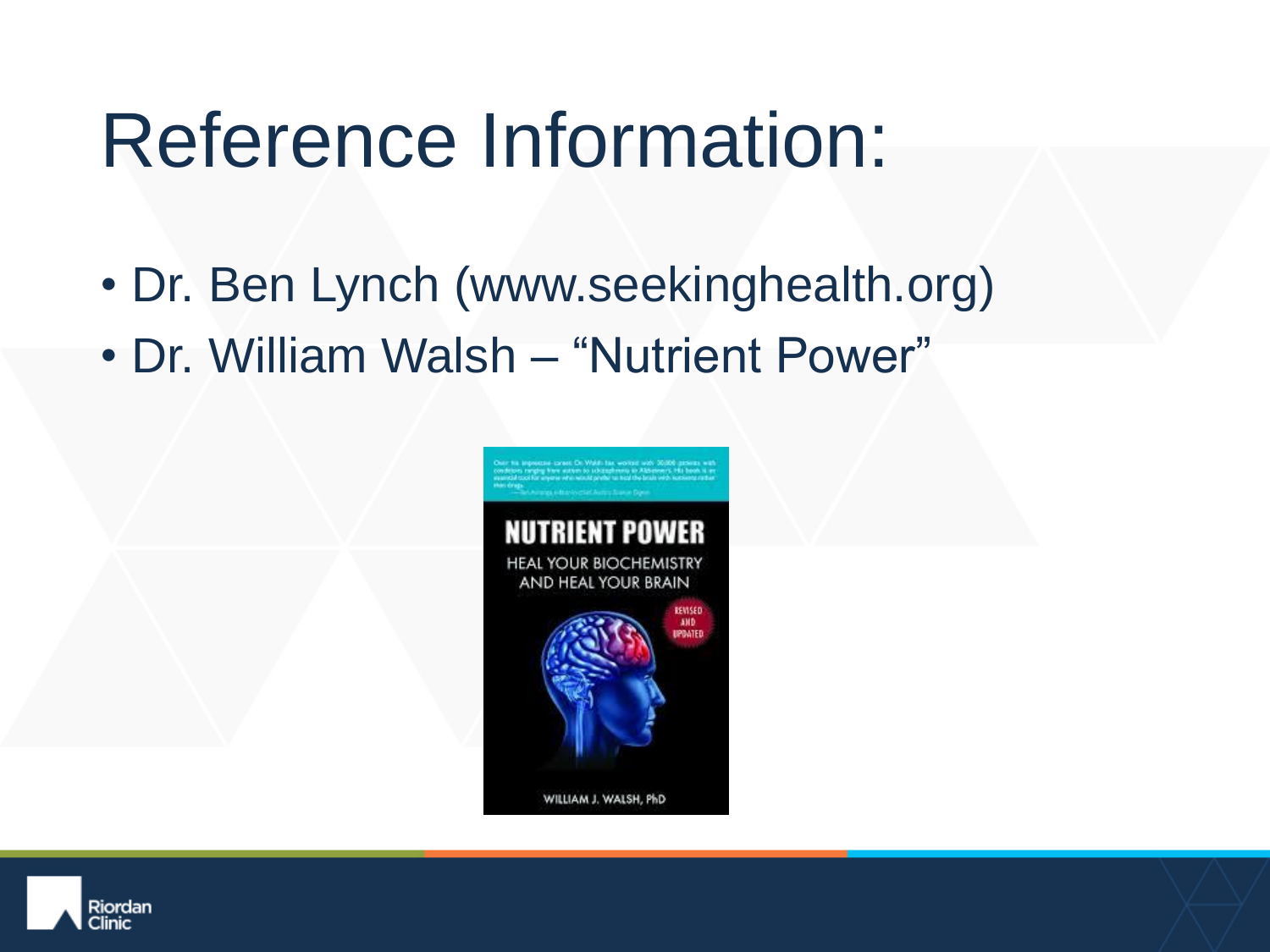# Reference Information:

- Dr. Ben Lynch (www.seekinghealth.org)
- Dr. William Walsh – "Nutrient Power"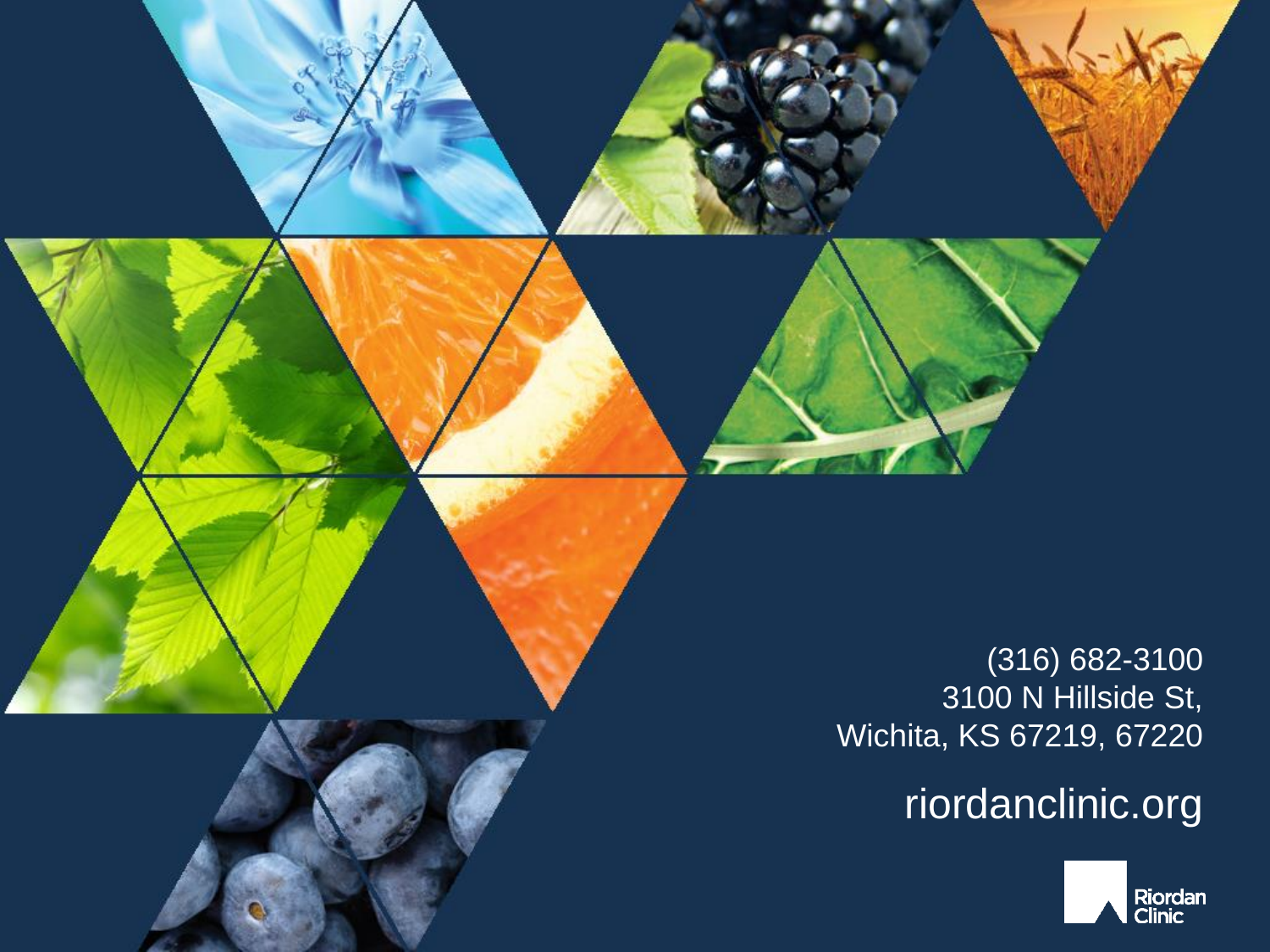(316) 682-3100
3100 N Hillside St,
Wichita, KS 67219, 67220

riordanclinic.org

Riordan Clinic